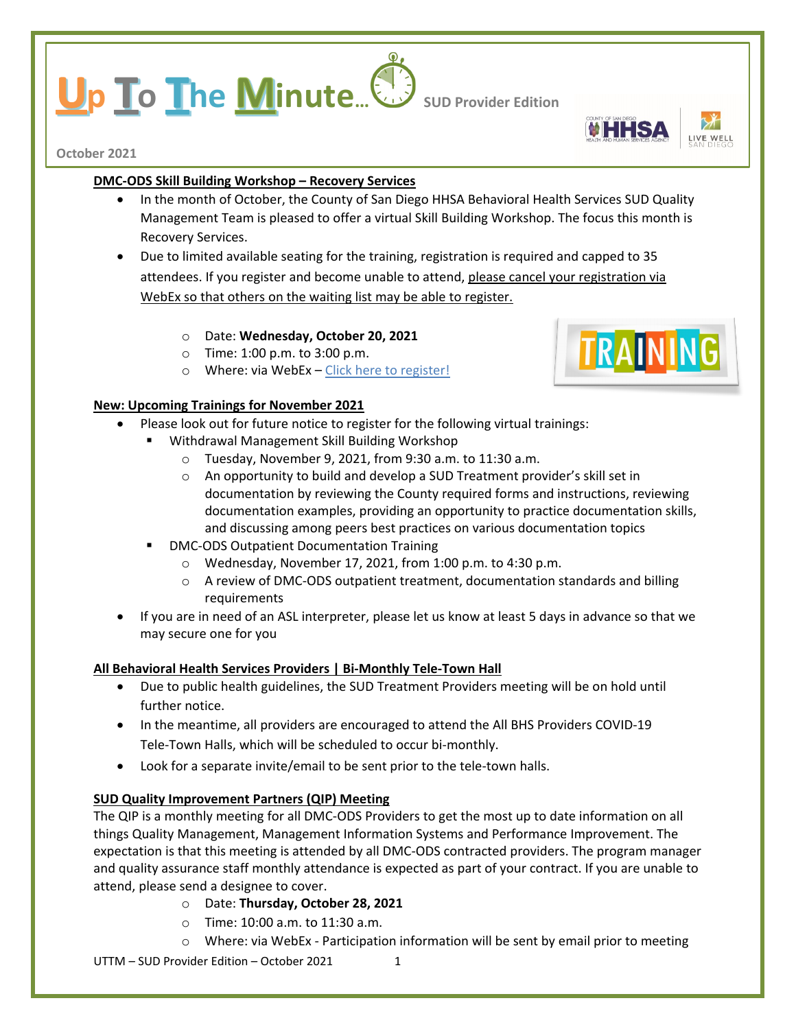# Up To The Minute… SUD Provider Edition

October 2021

## DMC-ODS Skill Building Workshop – Recovery Services

- In the month of October, the County of San Diego HHSA Behavioral Health Services SUD Quality Management Team is pleased to offer a virtual Skill Building Workshop. The focus this month is Recovery Services.
- Due to limited available seating for the training, registration is required and capped to 35 attendees. If you register and become unable to attend, please cancel your registration via WebEx so that others on the waiting list may be able to register.
    - Date: **Wednesday, October 20, 2021**
    - Time: 1:00 p.m. to 3:00 p.m.
    - Where: via WebEx – Click here to register!

## New: Upcoming Trainings for November 2021

- Please look out for future notice to register for the following virtual trainings:
    - Withdrawal Management Skill Building Workshop
        - Tuesday, November 9, 2021, from 9:30 a.m. to 11:30 a.m.
        - An opportunity to build and develop a SUD Treatment provider's skill set in documentation by reviewing the County required forms and instructions, reviewing documentation examples, providing an opportunity to practice documentation skills, and discussing among peers best practices on various documentation topics
    - DMC-ODS Outpatient Documentation Training
        - Wednesday, November 17, 2021, from 1:00 p.m. to 4:30 p.m.
        - A review of DMC-ODS outpatient treatment, documentation standards and billing requirements
- If you are in need of an ASL interpreter, please let us know at least 5 days in advance so that we may secure one for you

## All Behavioral Health Services Providers | Bi-Monthly Tele-Town Hall

- Due to public health guidelines, the SUD Treatment Providers meeting will be on hold until further notice.
- In the meantime, all providers are encouraged to attend the All BHS Providers COVID-19 Tele-Town Halls, which will be scheduled to occur bi-monthly.
- Look for a separate invite/email to be sent prior to the tele-town halls.

## SUD Quality Improvement Partners (QIP) Meeting

The QIP is a monthly meeting for all DMC-ODS Providers to get the most up to date information on all things Quality Management, Management Information Systems and Performance Improvement. The expectation is that this meeting is attended by all DMC-ODS contracted providers. The program manager and quality assurance staff monthly attendance is expected as part of your contract. If you are unable to attend, please send a designee to cover.

- Date: **Thursday, October 28, 2021**
- Time: 10:00 a.m. to 11:30 a.m.
- Where: via WebEx - Participation information will be sent by email prior to meeting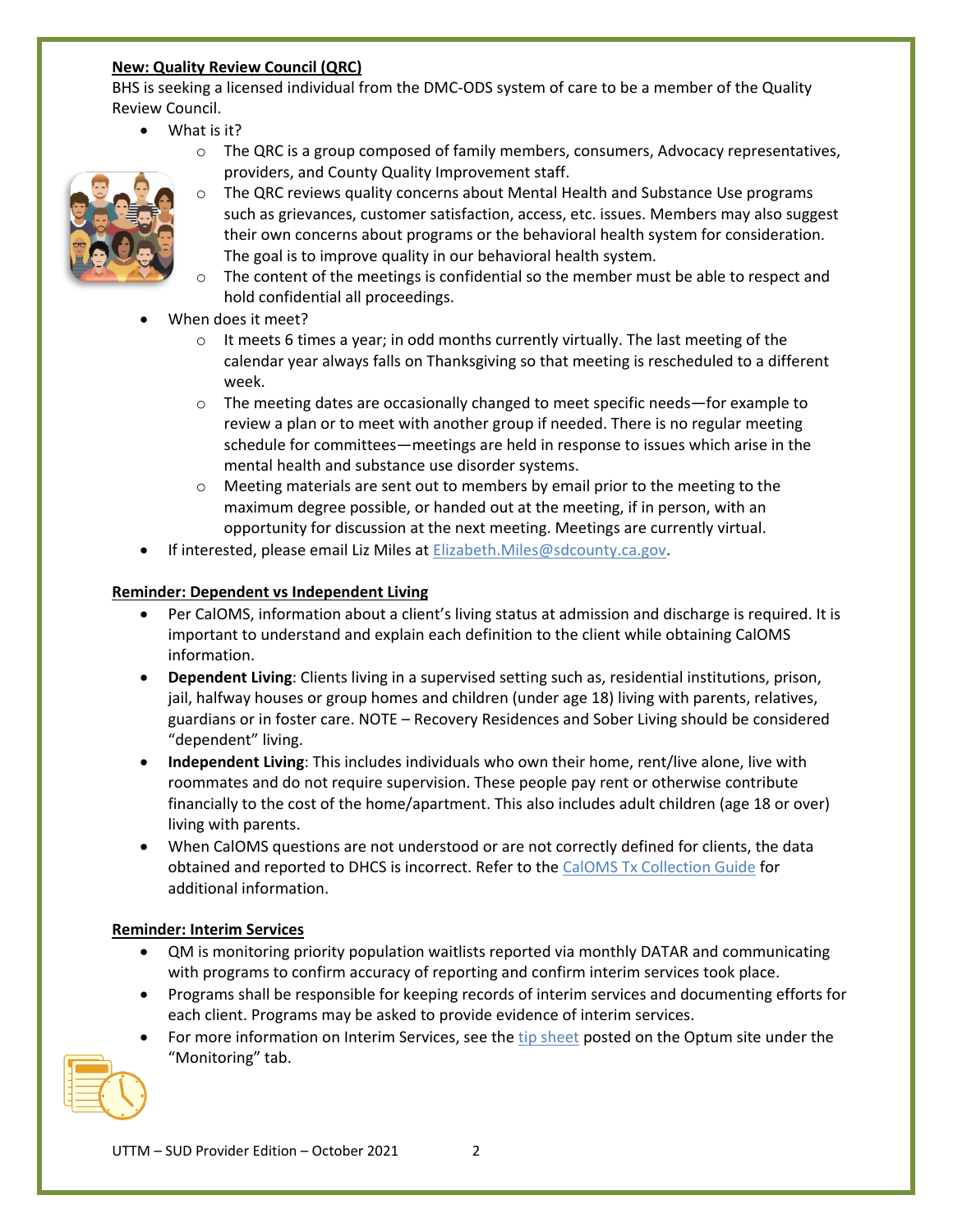**New: Quality Review Council (QRC)**

BHS is seeking a licensed individual from the DMC-ODS system of care to be a member of the Quality Review Council.

- What is it?
    - The QRC is a group composed of family members, consumers, Advocacy representatives, providers, and County Quality Improvement staff.
    - The QRC reviews quality concerns about Mental Health and Substance Use programs such as grievances, customer satisfaction, access, etc. issues. Members may also suggest their own concerns about programs or the behavioral health system for consideration. The goal is to improve quality in our behavioral health system.
    - The content of the meetings is confidential so the member must be able to respect and hold confidential all proceedings.
- When does it meet?
    - It meets 6 times a year; in odd months currently virtually. The last meeting of the calendar year always falls on Thanksgiving so that meeting is rescheduled to a different week.
    - The meeting dates are occasionally changed to meet specific needs—for example to review a plan or to meet with another group if needed. There is no regular meeting schedule for committees—meetings are held in response to issues which arise in the mental health and substance use disorder systems.
    - Meeting materials are sent out to members by email prior to the meeting to the maximum degree possible, or handed out at the meeting, if in person, with an opportunity for discussion at the next meeting. Meetings are currently virtual.
- If interested, please email Liz Miles at Elizabeth.Miles@sdcounty.ca.gov.

**Reminder: Dependent vs Independent Living**

- Per CalOMS, information about a client's living status at admission and discharge is required. It is important to understand and explain each definition to the client while obtaining CalOMS information.
- **Dependent Living**: Clients living in a supervised setting such as, residential institutions, prison, jail, halfway houses or group homes and children (under age 18) living with parents, relatives, guardians or in foster care. NOTE – Recovery Residences and Sober Living should be considered "dependent" living.
- **Independent Living**: This includes individuals who own their home, rent/live alone, live with roommates and do not require supervision. These people pay rent or otherwise contribute financially to the cost of the home/apartment. This also includes adult children (age 18 or over) living with parents.
- When CalOMS questions are not understood or are not correctly defined for clients, the data obtained and reported to DHCS is incorrect. Refer to the CalOMS Tx Collection Guide for additional information.

**Reminder: Interim Services**

- QM is monitoring priority population waitlists reported via monthly DATAR and communicating with programs to confirm accuracy of reporting and confirm interim services took place.
- Programs shall be responsible for keeping records of interim services and documenting efforts for each client. Programs may be asked to provide evidence of interim services.
- For more information on Interim Services, see the tip sheet posted on the Optum site under the "Monitoring" tab.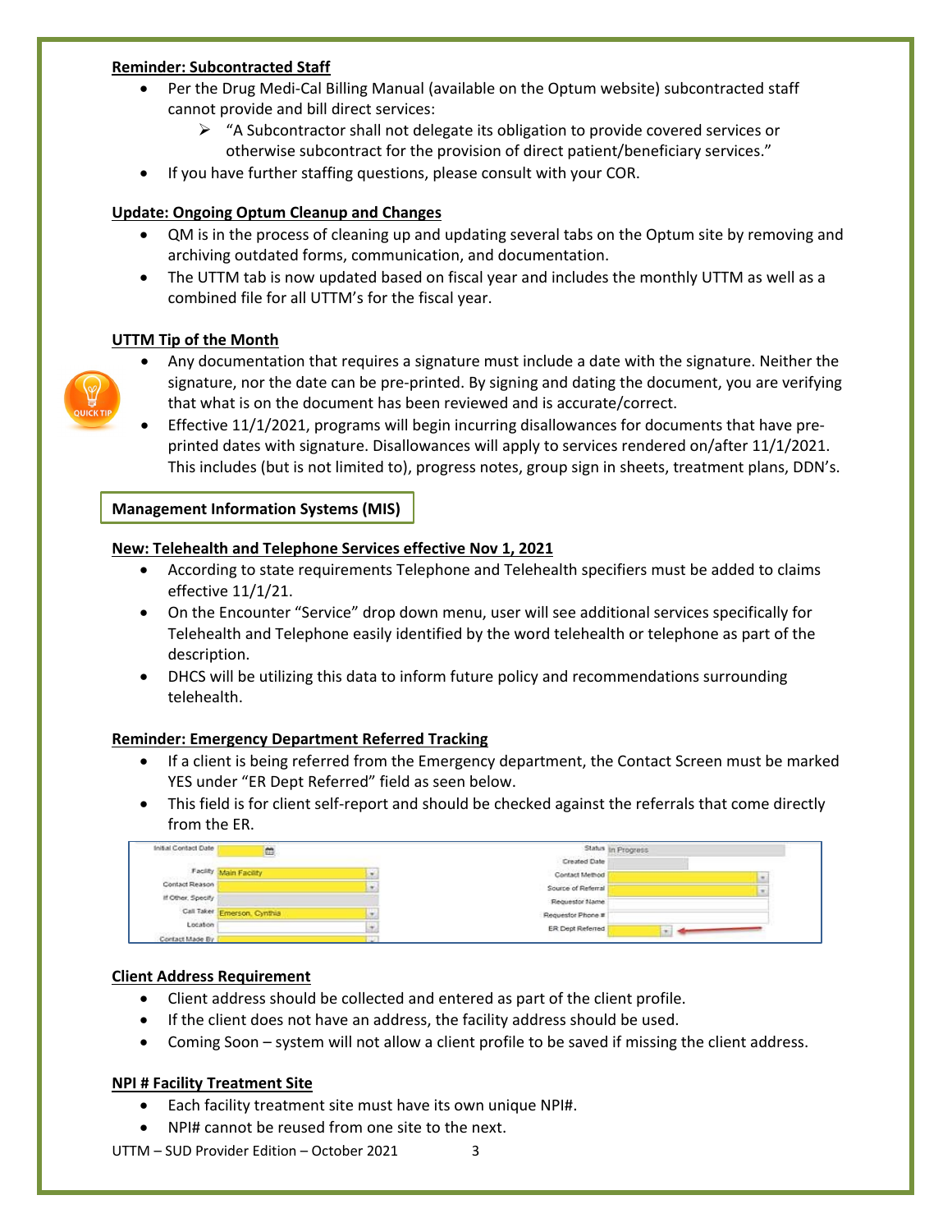**Reminder: Subcontracted Staff**

- Per the Drug Medi-Cal Billing Manual (available on the Optum website) subcontracted staff cannot provide and bill direct services:
  - "A Subcontractor shall not delegate its obligation to provide covered services or otherwise subcontract for the provision of direct patient/beneficiary services."
- If you have further staffing questions, please consult with your COR.

**Update: Ongoing Optum Cleanup and Changes**

- QM is in the process of cleaning up and updating several tabs on the Optum site by removing and archiving outdated forms, communication, and documentation.
- The UTTM tab is now updated based on fiscal year and includes the monthly UTTM as well as a combined file for all UTTM's for the fiscal year.

**UTTM Tip of the Month**

- Any documentation that requires a signature must include a date with the signature. Neither the signature, nor the date can be pre-printed. By signing and dating the document, you are verifying that what is on the document has been reviewed and is accurate/correct.
- Effective 11/1/2021, programs will begin incurring disallowances for documents that have pre-printed dates with signature. Disallowances will apply to services rendered on/after 11/1/2021. This includes (but is not limited to), progress notes, group sign in sheets, treatment plans, DDN's.

## Management Information Systems (MIS)

**New: Telehealth and Telephone Services effective Nov 1, 2021**

- According to state requirements Telephone and Telehealth specifiers must be added to claims effective 11/1/21.
- On the Encounter "Service" drop down menu, user will see additional services specifically for Telehealth and Telephone easily identified by the word telehealth or telephone as part of the description.
- DHCS will be utilizing this data to inform future policy and recommendations surrounding telehealth.

**Reminder: Emergency Department Referred Tracking**

- If a client is being referred from the Emergency department, the Contact Screen must be marked YES under "ER Dept Referred" field as seen below.
- This field is for client self-report and should be checked against the referrals that come directly from the ER.

**Client Address Requirement**

- Client address should be collected and entered as part of the client profile.
- If the client does not have an address, the facility address should be used.
- Coming Soon – system will not allow a client profile to be saved if missing the client address.

**NPI # Facility Treatment Site**

- Each facility treatment site must have its own unique NPI#.
- NPI# cannot be reused from one site to the next.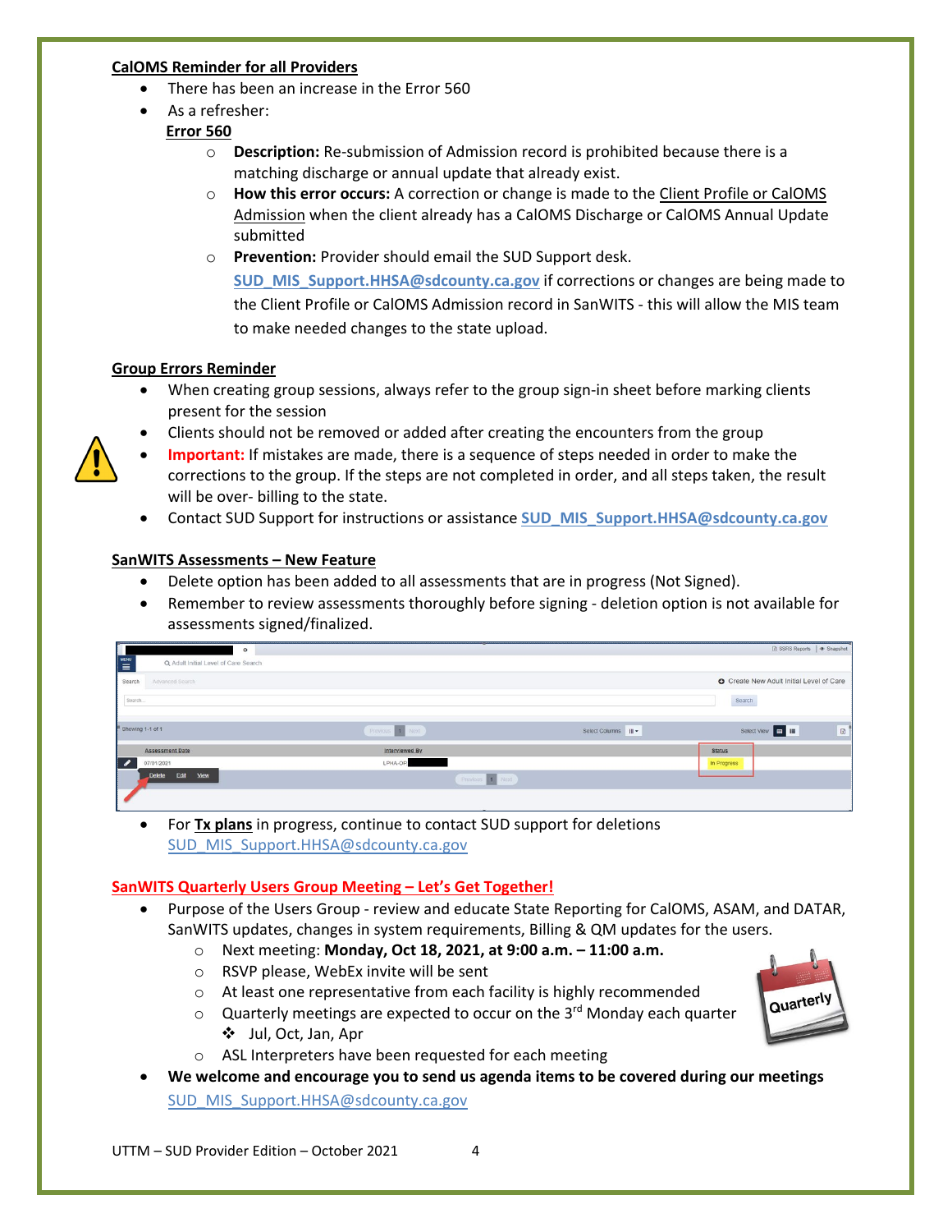## CalOMS Reminder for all Providers

- There has been an increase in the Error 560
- As a refresher:

  **Error 560**

  - **Description:** Re-submission of Admission record is prohibited because there is a matching discharge or annual update that already exist.
  - **How this error occurs:** A correction or change is made to the Client Profile or CalOMS Admission when the client already has a CalOMS Discharge or CalOMS Annual Update submitted
  - **Prevention:** Provider should email the SUD Support desk. **SUD_MIS_Support.HHSA@sdcounty.ca.gov** if corrections or changes are being made to the Client Profile or CalOMS Admission record in SanWITS - this will allow the MIS team to make needed changes to the state upload.

## Group Errors Reminder

- When creating group sessions, always refer to the group sign-in sheet before marking clients present for the session
- Clients should not be removed or added after creating the encounters from the group
- **Important:** If mistakes are made, there is a sequence of steps needed in order to make the corrections to the group. If the steps are not completed in order, and all steps taken, the result will be over- billing to the state.
- Contact SUD Support for instructions or assistance **SUD_MIS_Support.HHSA@sdcounty.ca.gov**

## SanWITS Assessments – New Feature

- Delete option has been added to all assessments that are in progress (Not Signed).
- Remember to review assessments thoroughly before signing - deletion option is not available for assessments signed/finalized.
- For **Tx plans** in progress, continue to contact SUD support for deletions SUD_MIS_Support.HHSA@sdcounty.ca.gov

## SanWITS Quarterly Users Group Meeting – Let's Get Together!

- Purpose of the Users Group - review and educate State Reporting for CalOMS, ASAM, and DATAR, SanWITS updates, changes in system requirements, Billing & QM updates for the users.
  - Next meeting: **Monday, Oct 18, 2021, at 9:00 a.m. – 11:00 a.m.**
  - RSVP please, WebEx invite will be sent
  - At least one representative from each facility is highly recommended
  - Quarterly meetings are expected to occur on the 3rd Monday each quarter
    - Jul, Oct, Jan, Apr
  - ASL Interpreters have been requested for each meeting
- **We welcome and encourage you to send us agenda items to be covered during our meetings** SUD_MIS_Support.HHSA@sdcounty.ca.gov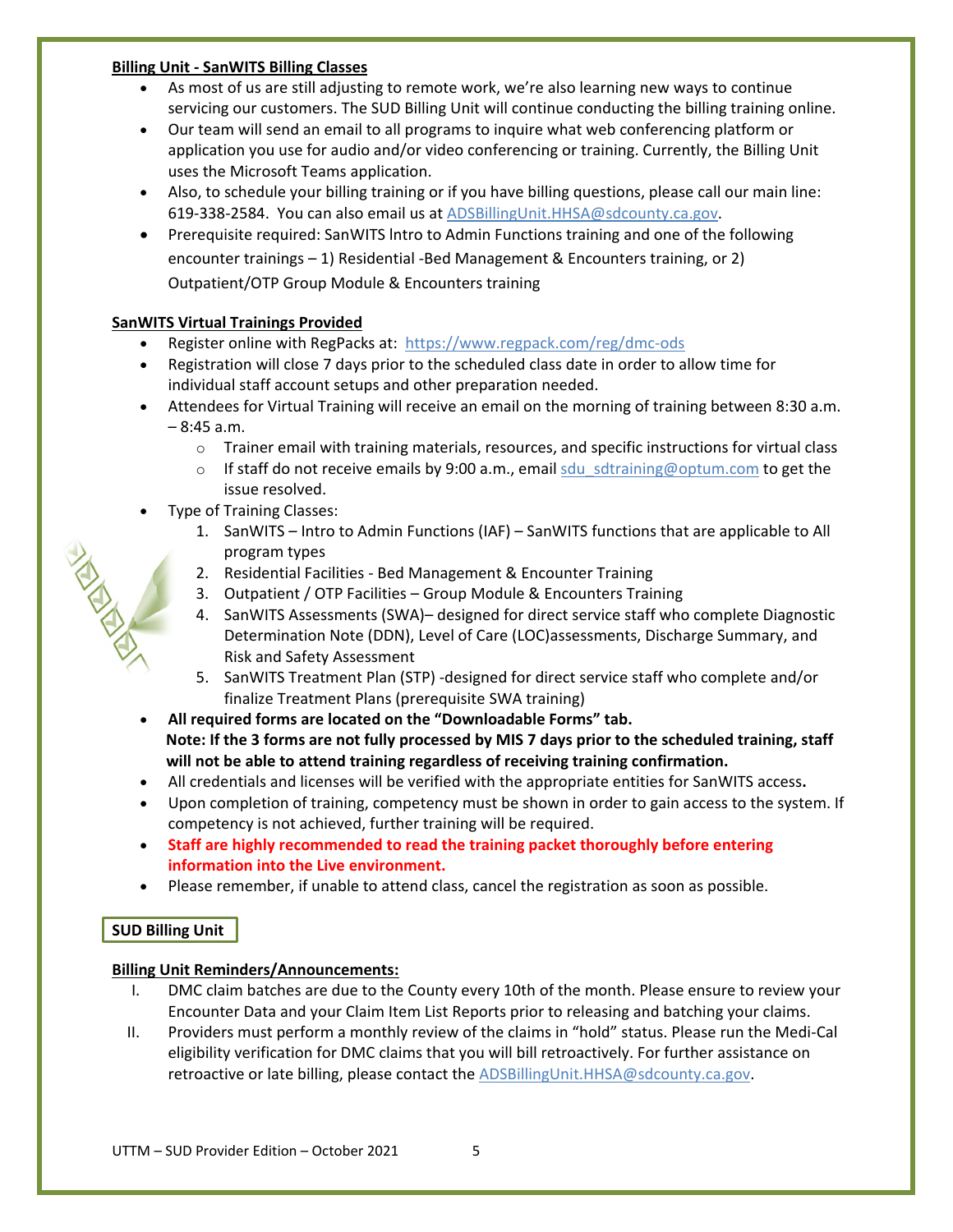**Billing Unit - SanWITS Billing Classes**

- As most of us are still adjusting to remote work, we're also learning new ways to continue servicing our customers. The SUD Billing Unit will continue conducting the billing training online.
- Our team will send an email to all programs to inquire what web conferencing platform or application you use for audio and/or video conferencing or training. Currently, the Billing Unit uses the Microsoft Teams application.
- Also, to schedule your billing training or if you have billing questions, please call our main line: 619-338-2584. You can also email us at ADSBillingUnit.HHSA@sdcounty.ca.gov.
- Prerequisite required: SanWITS Intro to Admin Functions training and one of the following encounter trainings – 1) Residential -Bed Management & Encounters training, or 2) Outpatient/OTP Group Module & Encounters training

**SanWITS Virtual Trainings Provided**

- Register online with RegPacks at: https://www.regpack.com/reg/dmc-ods
- Registration will close 7 days prior to the scheduled class date in order to allow time for individual staff account setups and other preparation needed.
- Attendees for Virtual Training will receive an email on the morning of training between 8:30 a.m. – 8:45 a.m.
  - Trainer email with training materials, resources, and specific instructions for virtual class
  - If staff do not receive emails by 9:00 a.m., email sdu_sdtraining@optum.com to get the issue resolved.
- Type of Training Classes:
  1. SanWITS – Intro to Admin Functions (IAF) – SanWITS functions that are applicable to All program types
  2. Residential Facilities - Bed Management & Encounter Training
  3. Outpatient / OTP Facilities – Group Module & Encounters Training
  4. SanWITS Assessments (SWA)– designed for direct service staff who complete Diagnostic Determination Note (DDN), Level of Care (LOC)assessments, Discharge Summary, and Risk and Safety Assessment
  5. SanWITS Treatment Plan (STP) -designed for direct service staff who complete and/or finalize Treatment Plans (prerequisite SWA training)
- **All required forms are located on the "Downloadable Forms" tab.**
  **Note: If the 3 forms are not fully processed by MIS 7 days prior to the scheduled training, staff will not be able to attend training regardless of receiving training confirmation.**
- All credentials and licenses will be verified with the appropriate entities for SanWITS access**.**
- Upon completion of training, competency must be shown in order to gain access to the system. If competency is not achieved, further training will be required.
- **Staff are highly recommended to read the training packet thoroughly before entering information into the Live environment.**
- Please remember, if unable to attend class, cancel the registration as soon as possible.

## SUD Billing Unit

**Billing Unit Reminders/Announcements:**

I. DMC claim batches are due to the County every 10th of the month. Please ensure to review your Encounter Data and your Claim Item List Reports prior to releasing and batching your claims.

II. Providers must perform a monthly review of the claims in "hold" status. Please run the Medi-Cal eligibility verification for DMC claims that you will bill retroactively. For further assistance on retroactive or late billing, please contact the ADSBillingUnit.HHSA@sdcounty.ca.gov.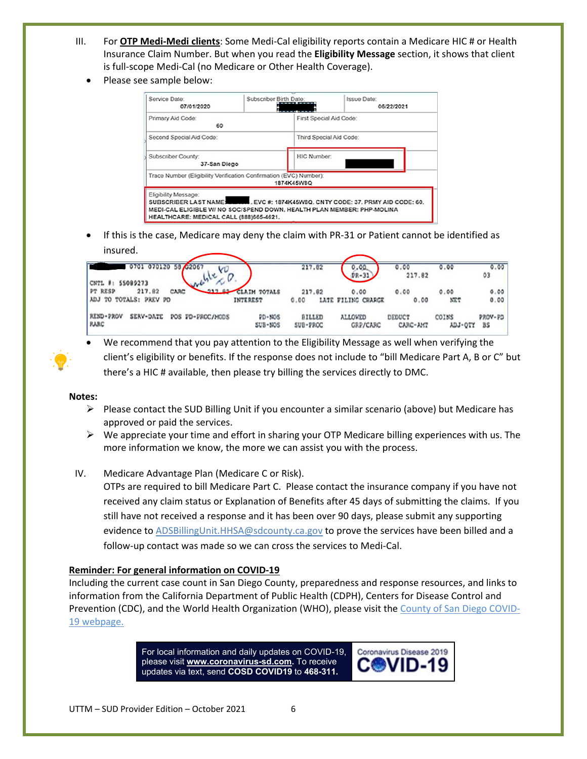III. For **OTP Medi-Medi clients**: Some Medi-Cal eligibility reports contain a Medicare HIC # or Health Insurance Claim Number. But when you read the **Eligibility Message** section, it shows that client is full-scope Medi-Cal (no Medicare or Other Health Coverage).

- Please see sample below:

| Service Date: 07/01/2020 | Subscriber Birth Date: | Issue Date: 06/22/2021 |
|---|---|---|
| Primary Aid Code: 60 | First Special Aid Code: | |
| Second Special Aid Code: | Third Special Aid Code: | |
| Subscriber County: 37-San Diego | HIC Number: | |
| Trace Number (Eligibility Verification Confirmation (EVC) Number): 1874K45W8Q | | |
| Eligibility Message: SUBSCRIBER LAST NAME: . EVC #: 1874K45W8Q. CNTY CODE: 37. PRMY AID CODE: 60. MEDI-CAL ELIGIBLE W/ NO SOC/SPEND DOWN. HEALTH PLAN MEMBER: PHP-MOLINA HEALTHCARE: MEDICAL CALL (888)665-4621. | | |

- If this is the case, Medicare may deny the claim with PR-31 or Patient cannot be identified as insured.

```
     0701 070120 58 G2067                    217.82    0.00       0.00     0.00     0.00
                                                       PR-31    217.82              03
CNTL #: 55089273
PT RESP     217.82    CARC    217.82  CLAIM TOTALS   217.82    0.00       0.00     0.00     0.00
ADJ TO TOTALS:  PREV PD               INTEREST     0.00    LATE FILING CHARGE    0.00  NET  0.00

REND-PROV  SERV-DATE  POS PD-PROC/MODS   PD-NOS   BILLED   ALLOWED    DEDUCT   COINS    PROV-PD
RARC                                      SUB-NOS  SUB-PROC GRP/CARC   CARC-AMT ADJ-QTY  BS
```

- We recommend that you pay attention to the Eligibility Message as well when verifying the client's eligibility or benefits. If the response does not include to "bill Medicare Part A, B or C" but there's a HIC # available, then please try billing the services directly to DMC.

**Notes:**

- Please contact the SUD Billing Unit if you encounter a similar scenario (above) but Medicare has approved or paid the services.
- We appreciate your time and effort in sharing your OTP Medicare billing experiences with us. The more information we know, the more we can assist you with the process.

IV. Medicare Advantage Plan (Medicare C or Risk).
OTPs are required to bill Medicare Part C. Please contact the insurance company if you have not received any claim status or Explanation of Benefits after 45 days of submitting the claims. If you still have not received a response and it has been over 90 days, please submit any supporting evidence to ADSBillingUnit.HHSA@sdcounty.ca.gov to prove the services have been billed and a follow-up contact was made so we can cross the services to Medi-Cal.

**Reminder: For general information on COVID-19**

Including the current case count in San Diego County, preparedness and response resources, and links to information from the California Department of Public Health (CDPH), Centers for Disease Control and Prevention (CDC), and the World Health Organization (WHO), please visit the County of San Diego COVID-19 webpage.

For local information and daily updates on COVID-19, please visit **www.coronavirus-sd.com**. To receive updates via text, send **COSD COVID19** to **468-311**.

Coronavirus Disease 2019 COVID-19

UTTM – SUD Provider Edition – October 2021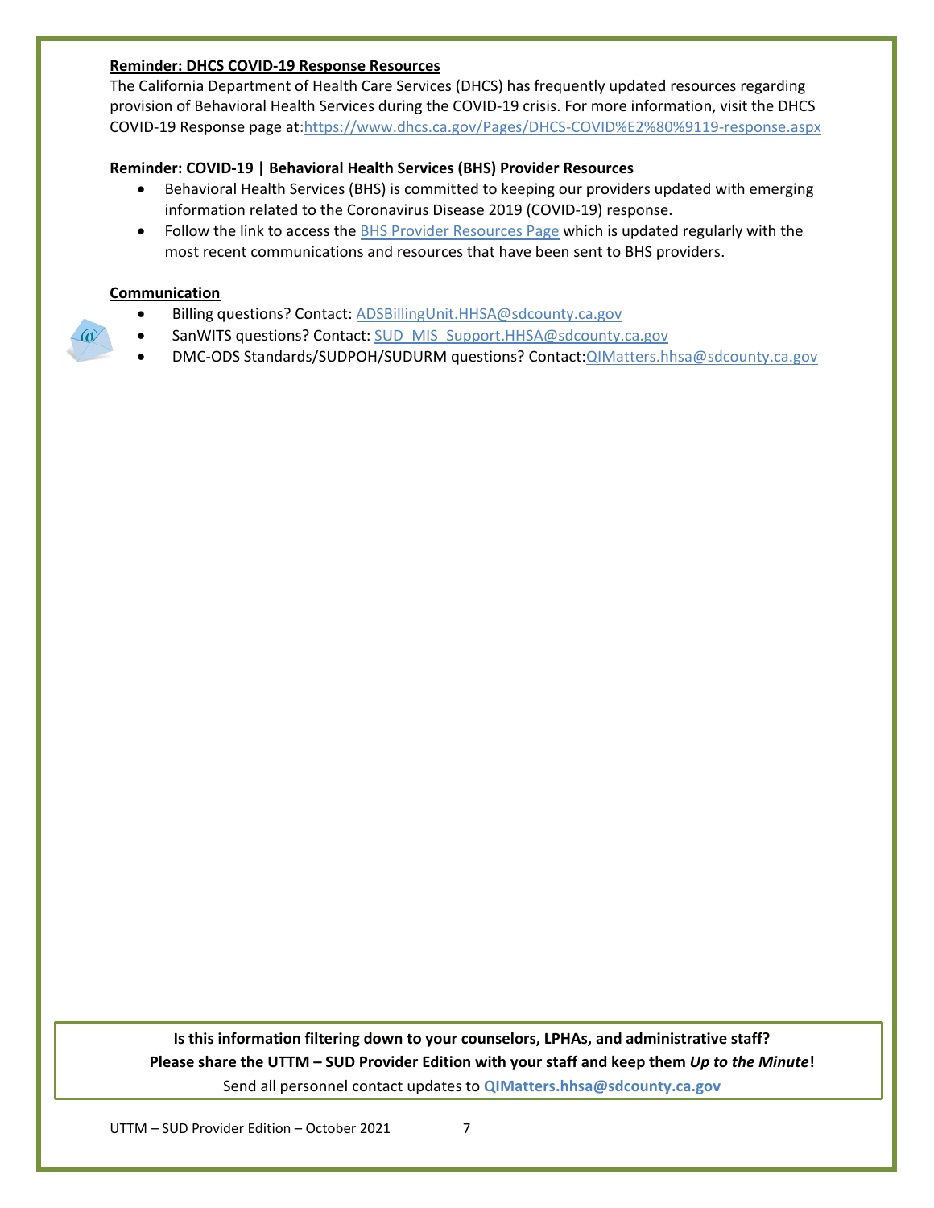**Reminder: DHCS COVID-19 Response Resources**

The California Department of Health Care Services (DHCS) has frequently updated resources regarding provision of Behavioral Health Services during the COVID-19 crisis. For more information, visit the DHCS COVID-19 Response page at:https://www.dhcs.ca.gov/Pages/DHCS-COVID%E2%80%9119-response.aspx

**Reminder: COVID-19 | Behavioral Health Services (BHS) Provider Resources**

- Behavioral Health Services (BHS) is committed to keeping our providers updated with emerging information related to the Coronavirus Disease 2019 (COVID-19) response.
- Follow the link to access the BHS Provider Resources Page which is updated regularly with the most recent communications and resources that have been sent to BHS providers.

**Communication**

- Billing questions? Contact: ADSBillingUnit.HHSA@sdcounty.ca.gov
- SanWITS questions? Contact: SUD_MIS_Support.HHSA@sdcounty.ca.gov
- DMC-ODS Standards/SUDPOH/SUDURM questions? Contact:QIMatters.hhsa@sdcounty.ca.gov

**Is this information filtering down to your counselors, LPHAs, and administrative staff?**
**Please share the UTTM – SUD Provider Edition with your staff and keep them *Up to the Minute*!**
Send all personnel contact updates to **QIMatters.hhsa@sdcounty.ca.gov**